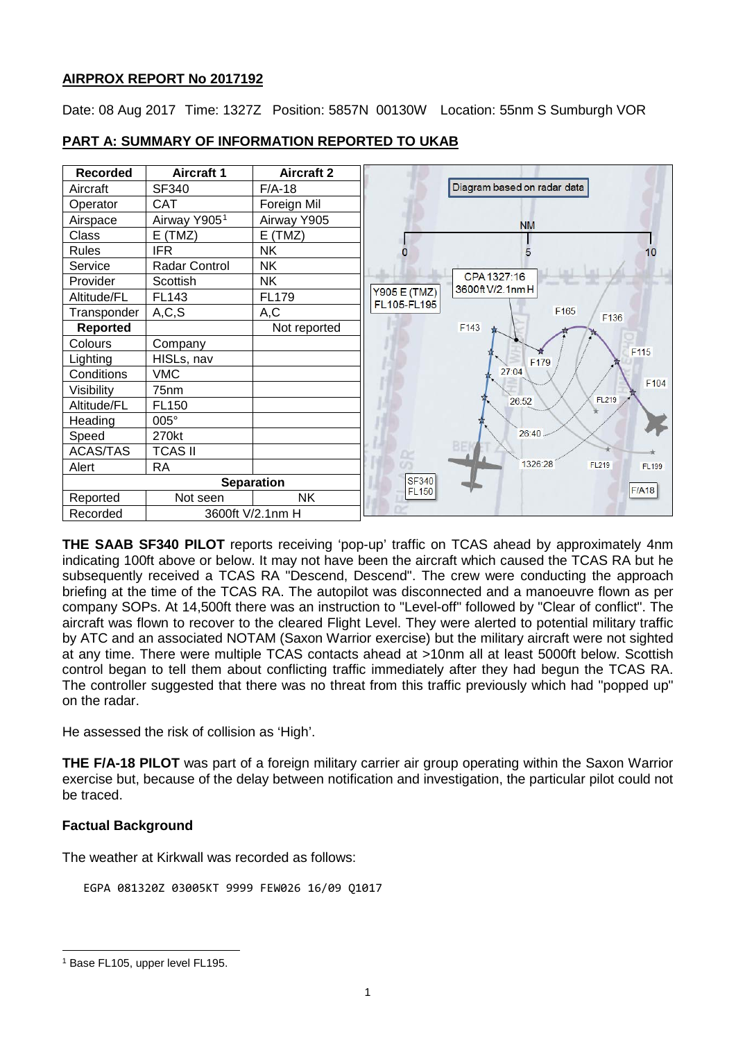**AIRPROX REPORT No 2017192**

Date: 08 Aug 2017 Time: 1327Z Position: 5857N 00130W Location: 55nm S Sumburgh VOR

**PART A: SUMMARY OF INFORMATION REPORTED TO UKAB**

| Recorded | Aircraft 1 | Aircraft 2 |
|---|---|---|
| Aircraft | SF340 | F/A-18 |
| Operator | CAT | Foreign Mil |
| Airspace | Airway Y905[1] | Airway Y905 |
| Class | E (TMZ) | E (TMZ) |
| Rules | IFR | NK |
| Service | Radar Control | NK |
| Provider | Scottish | NK |
| Altitude/FL | FL143 | FL179 |
| Transponder | A,C,S | A,C |
| **Reported** | | Not reported |
| Colours | Company | |
| Lighting | HISLs, nav | |
| Conditions | VMC | |
| Visibility | 75nm | |
| Altitude/FL | FL150 | |
| Heading | 005° | |
| Speed | 270kt | |
| ACAS/TAS | TCAS II | |
| Alert | RA | |
| **Separation** | | |
| Reported | Not seen | NK |
| Recorded | 3600ft V/2.1nm H | |

Diagram based on radar data

**THE SAAB SF340 PILOT** reports receiving 'pop-up' traffic on TCAS ahead by approximately 4nm indicating 100ft above or below. It may not have been the aircraft which caused the TCAS RA but he subsequently received a TCAS RA "Descend, Descend". The crew were conducting the approach briefing at the time of the TCAS RA. The autopilot was disconnected and a manoeuvre flown as per company SOPs. At 14,500ft there was an instruction to "Level-off" followed by "Clear of conflict". The aircraft was flown to recover to the cleared Flight Level. They were alerted to potential military traffic by ATC and an associated NOTAM (Saxon Warrior exercise) but the military aircraft were not sighted at any time. There were multiple TCAS contacts ahead at >10nm all at least 5000ft below. Scottish control began to tell them about conflicting traffic immediately after they had begun the TCAS RA. The controller suggested that there was no threat from this traffic previously which had "popped up" on the radar.

He assessed the risk of collision as 'High'.

**THE F/A-18 PILOT** was part of a foreign military carrier air group operating within the Saxon Warrior exercise but, because of the delay between notification and investigation, the particular pilot could not be traced.

**Factual Background**

The weather at Kirkwall was recorded as follows:

```
EGPA 081320Z 03005KT 9999 FEW026 16/09 Q1017
```

[1] Base FL105, upper level FL195.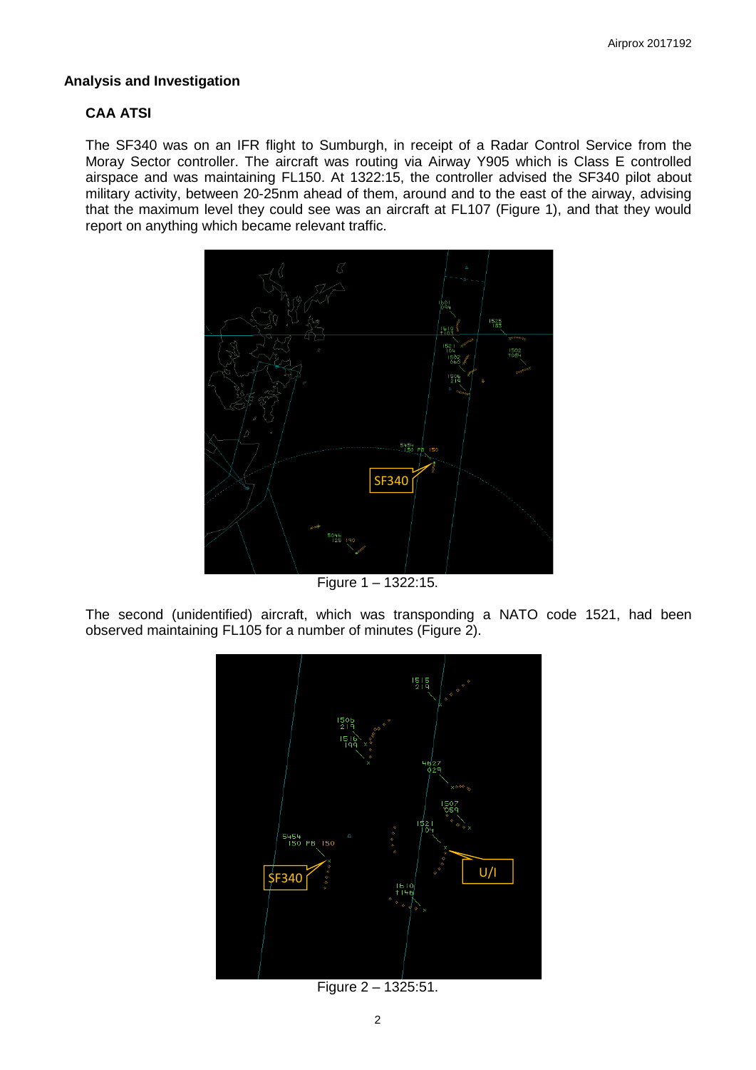## Analysis and Investigation

### CAA ATSI

The SF340 was on an IFR flight to Sumburgh, in receipt of a Radar Control Service from the Moray Sector controller. The aircraft was routing via Airway Y905 which is Class E controlled airspace and was maintaining FL150. At 1322:15, the controller advised the SF340 pilot about military activity, between 20-25nm ahead of them, around and to the east of the airway, advising that the maximum level they could see was an aircraft at FL107 (Figure 1), and that they would report on anything which became relevant traffic.

Figure 1 – 1322:15.

The second (unidentified) aircraft, which was transponding a NATO code 1521, had been observed maintaining FL105 for a number of minutes (Figure 2).

Figure 2 – 1325:51.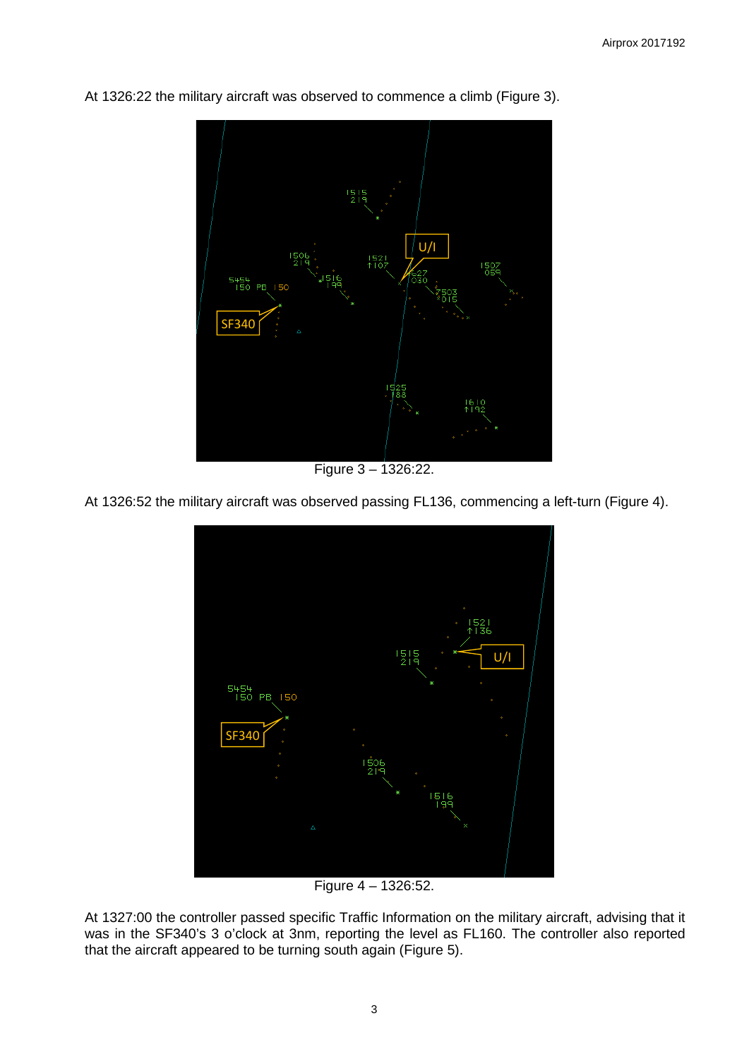At 1326:22 the military aircraft was observed to commence a climb (Figure 3).

Figure 3 – 1326:22.

At 1326:52 the military aircraft was observed passing FL136, commencing a left-turn (Figure 4).

Figure 4 – 1326:52.

At 1327:00 the controller passed specific Traffic Information on the military aircraft, advising that it was in the SF340's 3 o'clock at 3nm, reporting the level as FL160. The controller also reported that the aircraft appeared to be turning south again (Figure 5).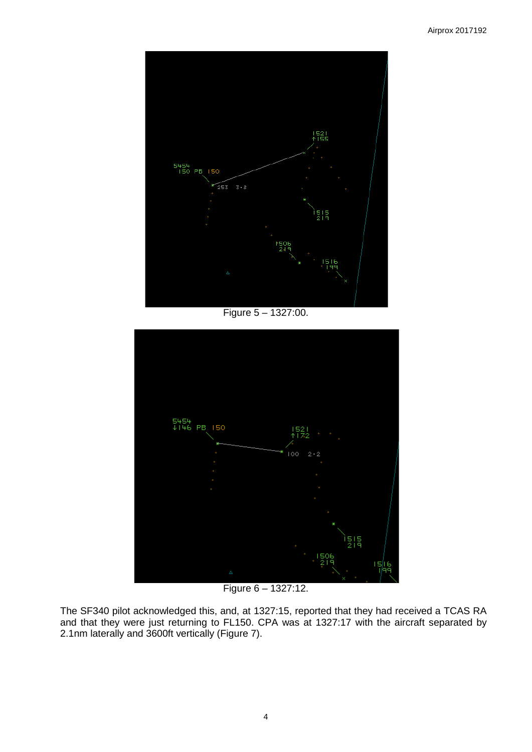Figure 5 – 1327:00.

Figure 6 – 1327:12.

The SF340 pilot acknowledged this, and, at 1327:15, reported that they had received a TCAS RA and that they were just returning to FL150. CPA was at 1327:17 with the aircraft separated by 2.1nm laterally and 3600ft vertically (Figure 7).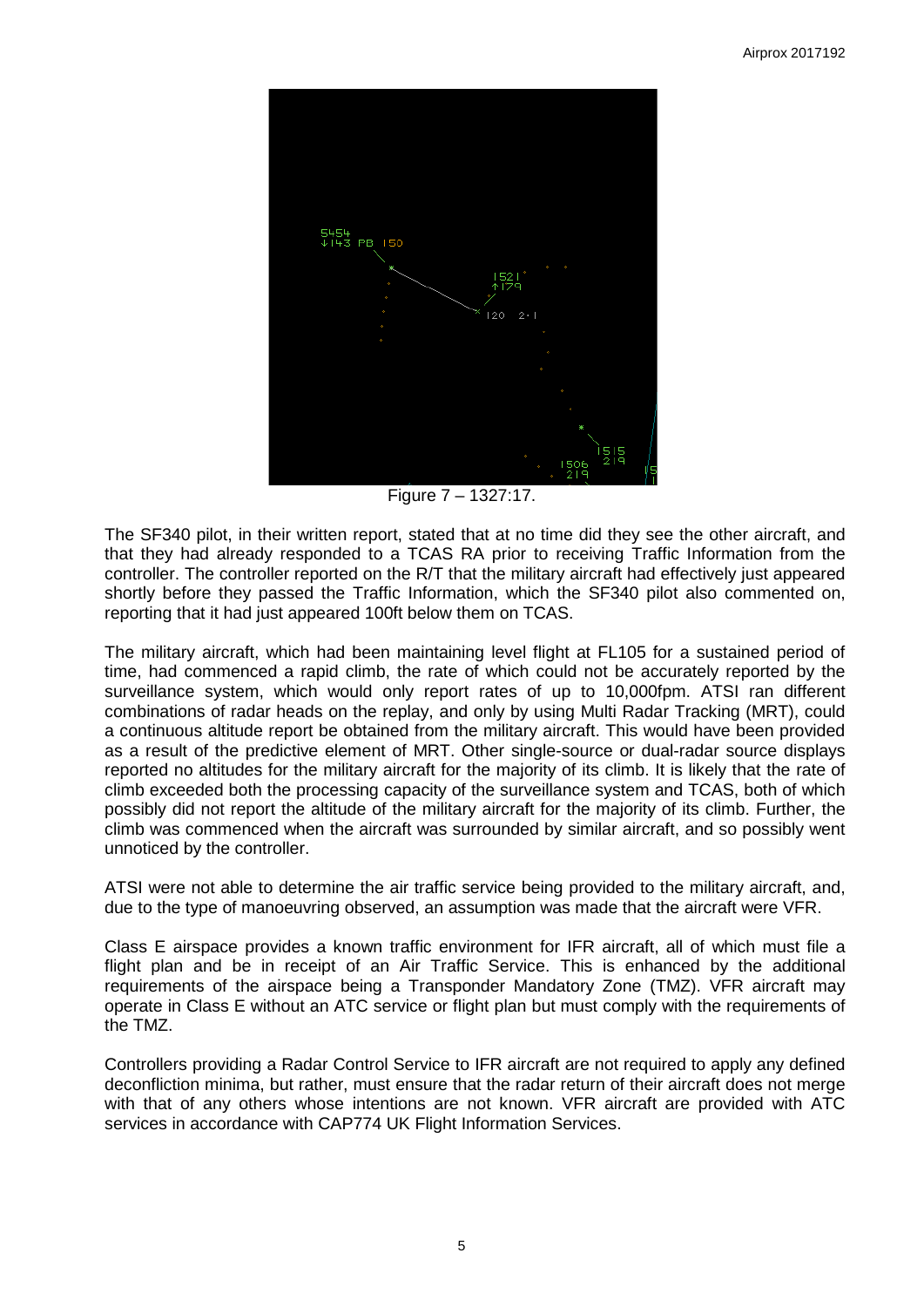Figure 7 – 1327:17.

The SF340 pilot, in their written report, stated that at no time did they see the other aircraft, and that they had already responded to a TCAS RA prior to receiving Traffic Information from the controller. The controller reported on the R/T that the military aircraft had effectively just appeared shortly before they passed the Traffic Information, which the SF340 pilot also commented on, reporting that it had just appeared 100ft below them on TCAS.

The military aircraft, which had been maintaining level flight at FL105 for a sustained period of time, had commenced a rapid climb, the rate of which could not be accurately reported by the surveillance system, which would only report rates of up to 10,000fpm. ATSI ran different combinations of radar heads on the replay, and only by using Multi Radar Tracking (MRT), could a continuous altitude report be obtained from the military aircraft. This would have been provided as a result of the predictive element of MRT. Other single-source or dual-radar source displays reported no altitudes for the military aircraft for the majority of its climb. It is likely that the rate of climb exceeded both the processing capacity of the surveillance system and TCAS, both of which possibly did not report the altitude of the military aircraft for the majority of its climb. Further, the climb was commenced when the aircraft was surrounded by similar aircraft, and so possibly went unnoticed by the controller.

ATSI were not able to determine the air traffic service being provided to the military aircraft, and, due to the type of manoeuvring observed, an assumption was made that the aircraft were VFR.

Class E airspace provides a known traffic environment for IFR aircraft, all of which must file a flight plan and be in receipt of an Air Traffic Service. This is enhanced by the additional requirements of the airspace being a Transponder Mandatory Zone (TMZ). VFR aircraft may operate in Class E without an ATC service or flight plan but must comply with the requirements of the TMZ.

Controllers providing a Radar Control Service to IFR aircraft are not required to apply any defined deconfliction minima, but rather, must ensure that the radar return of their aircraft does not merge with that of any others whose intentions are not known. VFR aircraft are provided with ATC services in accordance with CAP774 UK Flight Information Services.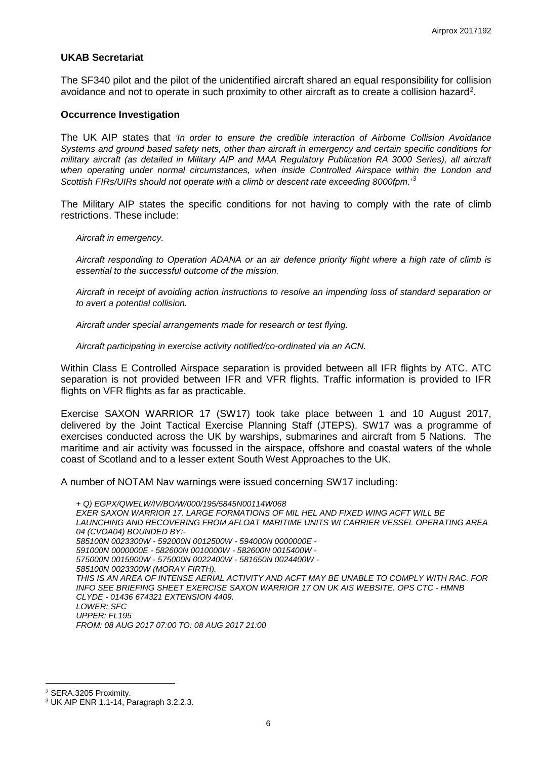### UKAB Secretariat

The SF340 pilot and the pilot of the unidentified aircraft shared an equal responsibility for collision avoidance and not to operate in such proximity to other aircraft as to create a collision hazard[2].

### Occurrence Investigation

The UK AIP states that *'In order to ensure the credible interaction of Airborne Collision Avoidance Systems and ground based safety nets, other than aircraft in emergency and certain specific conditions for military aircraft (as detailed in Military AIP and MAA Regulatory Publication RA 3000 Series), all aircraft when operating under normal circumstances, when inside Controlled Airspace within the London and Scottish FIRs/UIRs should not operate with a climb or descent rate exceeding 8000fpm.'*[3]

The Military AIP states the specific conditions for not having to comply with the rate of climb restrictions. These include:

> *Aircraft in emergency.*
>
> *Aircraft responding to Operation ADANA or an air defence priority flight where a high rate of climb is essential to the successful outcome of the mission.*
>
> *Aircraft in receipt of avoiding action instructions to resolve an impending loss of standard separation or to avert a potential collision.*
>
> *Aircraft under special arrangements made for research or test flying.*
>
> *Aircraft participating in exercise activity notified/co-ordinated via an ACN.*

Within Class E Controlled Airspace separation is provided between all IFR flights by ATC. ATC separation is not provided between IFR and VFR flights. Traffic information is provided to IFR flights on VFR flights as far as practicable.

Exercise SAXON WARRIOR 17 (SW17) took take place between 1 and 10 August 2017, delivered by the Joint Tactical Exercise Planning Staff (JTEPS). SW17 was a programme of exercises conducted across the UK by warships, submarines and aircraft from 5 Nations. The maritime and air activity was focussed in the airspace, offshore and coastal waters of the whole coast of Scotland and to a lesser extent South West Approaches to the UK.

A number of NOTAM Nav warnings were issued concerning SW17 including:

> *+ Q) EGPX/QWELW/IV/BO/W/000/195/5845N00114W068*
> *EXER SAXON WARRIOR 17. LARGE FORMATIONS OF MIL HEL AND FIXED WING ACFT WILL BE LAUNCHING AND RECOVERING FROM AFLOAT MARITIME UNITS WI CARRIER VESSEL OPERATING AREA 04 (CVOA04) BOUNDED BY:-*
> *585100N 0023300W - 592000N 0012500W - 594000N 0000000E -*
> *591000N 0000000E - 582600N 0010000W - 582600N 0015400W -*
> *575000N 0015900W - 575000N 0022400W - 581650N 0024400W -*
> *585100N 0023300W (MORAY FIRTH).*
> *THIS IS AN AREA OF INTENSE AERIAL ACTIVITY AND ACFT MAY BE UNABLE TO COMPLY WITH RAC. FOR INFO SEE BRIEFING SHEET EXERCISE SAXON WARRIOR 17 ON UK AIS WEBSITE. OPS CTC - HMNB CLYDE - 01436 674321 EXTENSION 4409.*
> *LOWER: SFC*
> *UPPER: FL195*
> *FROM: 08 AUG 2017 07:00 TO: 08 AUG 2017 21:00*

---

[2] SERA.3205 Proximity.

[3] UK AIP ENR 1.1-14, Paragraph 3.2.2.3.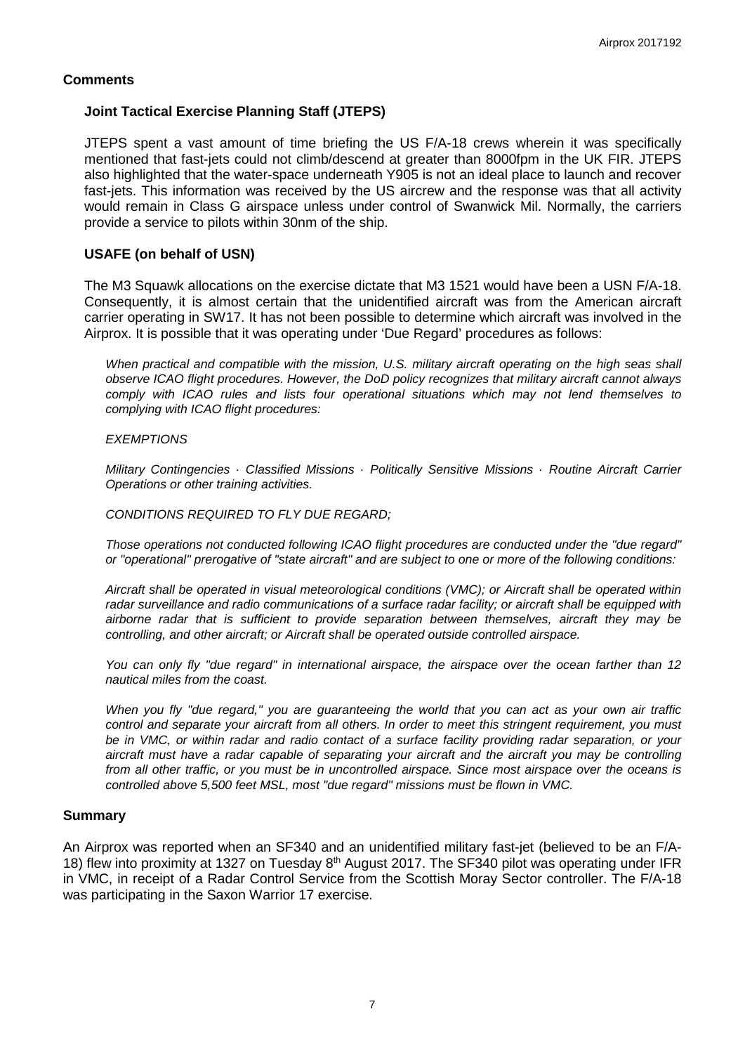## Comments

### Joint Tactical Exercise Planning Staff (JTEPS)

JTEPS spent a vast amount of time briefing the US F/A-18 crews wherein it was specifically mentioned that fast-jets could not climb/descend at greater than 8000fpm in the UK FIR. JTEPS also highlighted that the water-space underneath Y905 is not an ideal place to launch and recover fast-jets. This information was received by the US aircrew and the response was that all activity would remain in Class G airspace unless under control of Swanwick Mil. Normally, the carriers provide a service to pilots within 30nm of the ship.

### USAFE (on behalf of USN)

The M3 Squawk allocations on the exercise dictate that M3 1521 would have been a USN F/A-18. Consequently, it is almost certain that the unidentified aircraft was from the American aircraft carrier operating in SW17. It has not been possible to determine which aircraft was involved in the Airprox. It is possible that it was operating under 'Due Regard' procedures as follows:

> *When practical and compatible with the mission, U.S. military aircraft operating on the high seas shall observe ICAO flight procedures. However, the DoD policy recognizes that military aircraft cannot always comply with ICAO rules and lists four operational situations which may not lend themselves to complying with ICAO flight procedures:*
>
> *EXEMPTIONS*
>
> *Military Contingencies · Classified Missions · Politically Sensitive Missions · Routine Aircraft Carrier Operations or other training activities.*
>
> *CONDITIONS REQUIRED TO FLY DUE REGARD;*
>
> *Those operations not conducted following ICAO flight procedures are conducted under the "due regard" or "operational" prerogative of "state aircraft" and are subject to one or more of the following conditions:*
>
> *Aircraft shall be operated in visual meteorological conditions (VMC); or Aircraft shall be operated within radar surveillance and radio communications of a surface radar facility; or aircraft shall be equipped with airborne radar that is sufficient to provide separation between themselves, aircraft they may be controlling, and other aircraft; or Aircraft shall be operated outside controlled airspace.*
>
> *You can only fly "due regard" in international airspace, the airspace over the ocean farther than 12 nautical miles from the coast.*
>
> *When you fly "due regard," you are guaranteeing the world that you can act as your own air traffic control and separate your aircraft from all others. In order to meet this stringent requirement, you must be in VMC, or within radar and radio contact of a surface facility providing radar separation, or your aircraft must have a radar capable of separating your aircraft and the aircraft you may be controlling from all other traffic, or you must be in uncontrolled airspace. Since most airspace over the oceans is controlled above 5,500 feet MSL, most "due regard" missions must be flown in VMC.*

## Summary

An Airprox was reported when an SF340 and an unidentified military fast-jet (believed to be an F/A-18) flew into proximity at 1327 on Tuesday 8th August 2017. The SF340 pilot was operating under IFR in VMC, in receipt of a Radar Control Service from the Scottish Moray Sector controller. The F/A-18 was participating in the Saxon Warrior 17 exercise.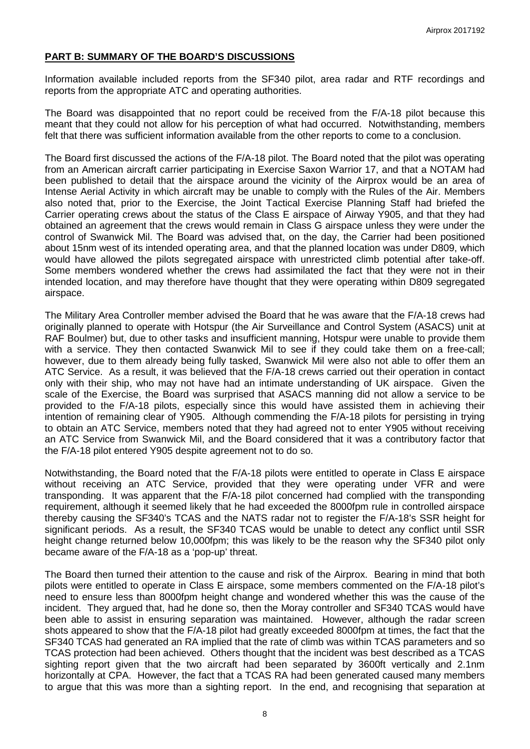## PART B: SUMMARY OF THE BOARD'S DISCUSSIONS

Information available included reports from the SF340 pilot, area radar and RTF recordings and reports from the appropriate ATC and operating authorities.

The Board was disappointed that no report could be received from the F/A-18 pilot because this meant that they could not allow for his perception of what had occurred. Notwithstanding, members felt that there was sufficient information available from the other reports to come to a conclusion.

The Board first discussed the actions of the F/A-18 pilot. The Board noted that the pilot was operating from an American aircraft carrier participating in Exercise Saxon Warrior 17, and that a NOTAM had been published to detail that the airspace around the vicinity of the Airprox would be an area of Intense Aerial Activity in which aircraft may be unable to comply with the Rules of the Air. Members also noted that, prior to the Exercise, the Joint Tactical Exercise Planning Staff had briefed the Carrier operating crews about the status of the Class E airspace of Airway Y905, and that they had obtained an agreement that the crews would remain in Class G airspace unless they were under the control of Swanwick Mil. The Board was advised that, on the day, the Carrier had been positioned about 15nm west of its intended operating area, and that the planned location was under D809, which would have allowed the pilots segregated airspace with unrestricted climb potential after take-off. Some members wondered whether the crews had assimilated the fact that they were not in their intended location, and may therefore have thought that they were operating within D809 segregated airspace.

The Military Area Controller member advised the Board that he was aware that the F/A-18 crews had originally planned to operate with Hotspur (the Air Surveillance and Control System (ASACS) unit at RAF Boulmer) but, due to other tasks and insufficient manning, Hotspur were unable to provide them with a service. They then contacted Swanwick Mil to see if they could take them on a free-call; however, due to them already being fully tasked, Swanwick Mil were also not able to offer them an ATC Service. As a result, it was believed that the F/A-18 crews carried out their operation in contact only with their ship, who may not have had an intimate understanding of UK airspace. Given the scale of the Exercise, the Board was surprised that ASACS manning did not allow a service to be provided to the F/A-18 pilots, especially since this would have assisted them in achieving their intention of remaining clear of Y905. Although commending the F/A-18 pilots for persisting in trying to obtain an ATC Service, members noted that they had agreed not to enter Y905 without receiving an ATC Service from Swanwick Mil, and the Board considered that it was a contributory factor that the F/A-18 pilot entered Y905 despite agreement not to do so.

Notwithstanding, the Board noted that the F/A-18 pilots were entitled to operate in Class E airspace without receiving an ATC Service, provided that they were operating under VFR and were transponding. It was apparent that the F/A-18 pilot concerned had complied with the transponding requirement, although it seemed likely that he had exceeded the 8000fpm rule in controlled airspace thereby causing the SF340's TCAS and the NATS radar not to register the F/A-18's SSR height for significant periods. As a result, the SF340 TCAS would be unable to detect any conflict until SSR height change returned below 10,000fpm; this was likely to be the reason why the SF340 pilot only became aware of the F/A-18 as a 'pop-up' threat.

The Board then turned their attention to the cause and risk of the Airprox. Bearing in mind that both pilots were entitled to operate in Class E airspace, some members commented on the F/A-18 pilot's need to ensure less than 8000fpm height change and wondered whether this was the cause of the incident. They argued that, had he done so, then the Moray controller and SF340 TCAS would have been able to assist in ensuring separation was maintained. However, although the radar screen shots appeared to show that the F/A-18 pilot had greatly exceeded 8000fpm at times, the fact that the SF340 TCAS had generated an RA implied that the rate of climb was within TCAS parameters and so TCAS protection had been achieved. Others thought that the incident was best described as a TCAS sighting report given that the two aircraft had been separated by 3600ft vertically and 2.1nm horizontally at CPA. However, the fact that a TCAS RA had been generated caused many members to argue that this was more than a sighting report. In the end, and recognising that separation at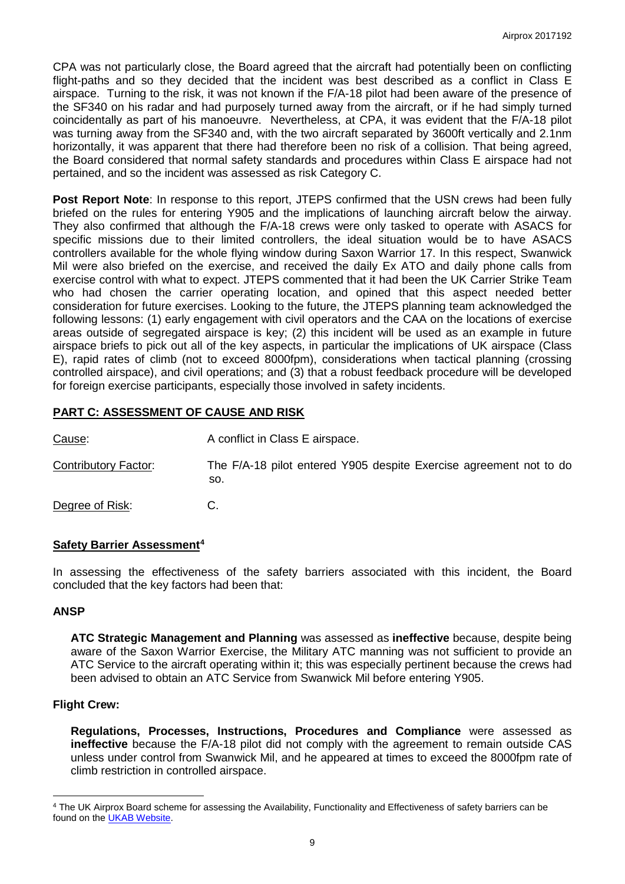CPA was not particularly close, the Board agreed that the aircraft had potentially been on conflicting flight-paths and so they decided that the incident was best described as a conflict in Class E airspace. Turning to the risk, it was not known if the F/A-18 pilot had been aware of the presence of the SF340 on his radar and had purposely turned away from the aircraft, or if he had simply turned coincidentally as part of his manoeuvre. Nevertheless, at CPA, it was evident that the F/A-18 pilot was turning away from the SF340 and, with the two aircraft separated by 3600ft vertically and 2.1nm horizontally, it was apparent that there had therefore been no risk of a collision. That being agreed, the Board considered that normal safety standards and procedures within Class E airspace had not pertained, and so the incident was assessed as risk Category C.

**Post Report Note**: In response to this report, JTEPS confirmed that the USN crews had been fully briefed on the rules for entering Y905 and the implications of launching aircraft below the airway. They also confirmed that although the F/A-18 crews were only tasked to operate with ASACS for specific missions due to their limited controllers, the ideal situation would be to have ASACS controllers available for the whole flying window during Saxon Warrior 17. In this respect, Swanwick Mil were also briefed on the exercise, and received the daily Ex ATO and daily phone calls from exercise control with what to expect. JTEPS commented that it had been the UK Carrier Strike Team who had chosen the carrier operating location, and opined that this aspect needed better consideration for future exercises. Looking to the future, the JTEPS planning team acknowledged the following lessons: (1) early engagement with civil operators and the CAA on the locations of exercise areas outside of segregated airspace is key; (2) this incident will be used as an example in future airspace briefs to pick out all of the key aspects, in particular the implications of UK airspace (Class E), rapid rates of climb (not to exceed 8000fpm), considerations when tactical planning (crossing controlled airspace), and civil operations; and (3) that a robust feedback procedure will be developed for foreign exercise participants, especially those involved in safety incidents.

## PART C: ASSESSMENT OF CAUSE AND RISK

| | |
|---|---|
| Cause: | A conflict in Class E airspace. |
| Contributory Factor: | The F/A-18 pilot entered Y905 despite Exercise agreement not to do so. |
| Degree of Risk: | C. |

### Safety Barrier Assessment[4]

In assessing the effectiveness of the safety barriers associated with this incident, the Board concluded that the key factors had been that:

#### ANSP

**ATC Strategic Management and Planning** was assessed as **ineffective** because, despite being aware of the Saxon Warrior Exercise, the Military ATC manning was not sufficient to provide an ATC Service to the aircraft operating within it; this was especially pertinent because the crews had been advised to obtain an ATC Service from Swanwick Mil before entering Y905.

#### Flight Crew:

**Regulations, Processes, Instructions, Procedures and Compliance** were assessed as **ineffective** because the F/A-18 pilot did not comply with the agreement to remain outside CAS unless under control from Swanwick Mil, and he appeared at times to exceed the 8000fpm rate of climb restriction in controlled airspace.

[4] The UK Airprox Board scheme for assessing the Availability, Functionality and Effectiveness of safety barriers can be found on the UKAB Website.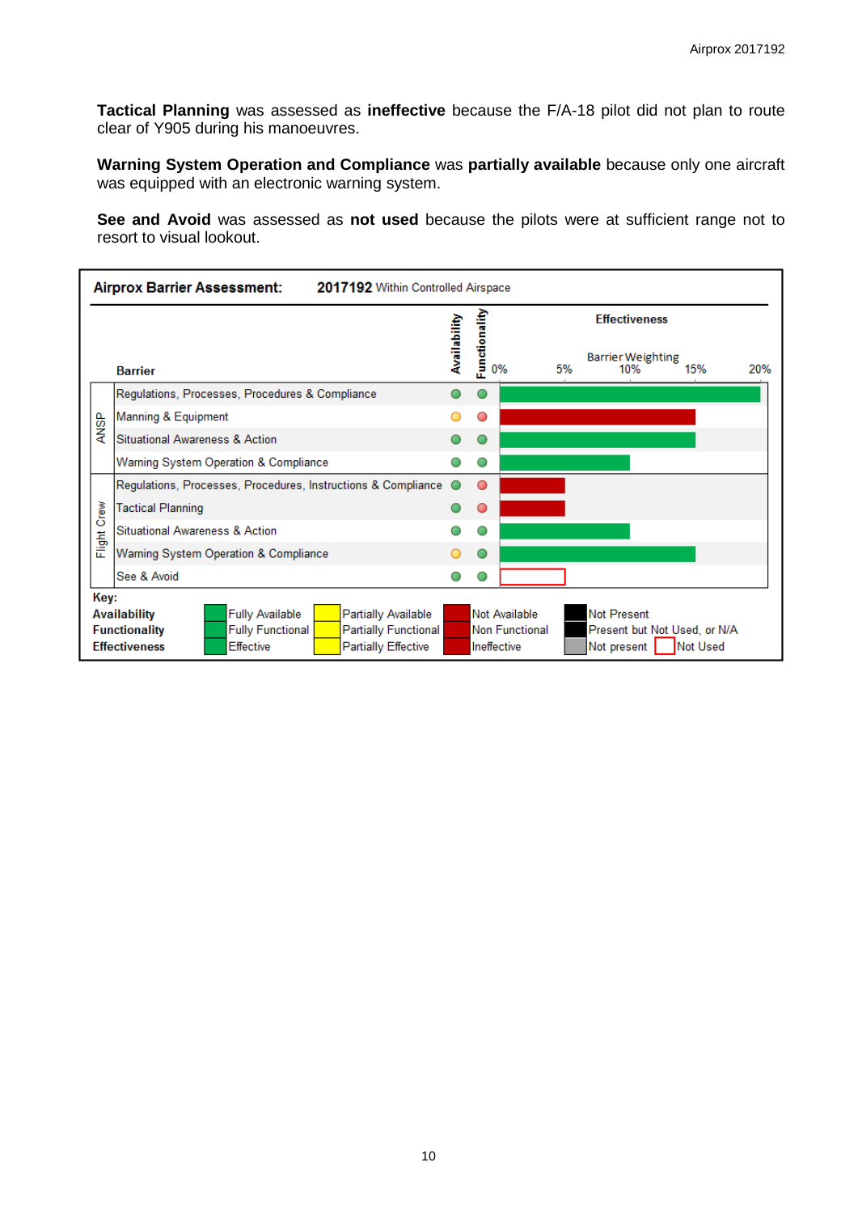**Tactical Planning** was assessed as **ineffective** because the F/A-18 pilot did not plan to route clear of Y905 during his manoeuvres.

**Warning System Operation and Compliance** was **partially available** because only one aircraft was equipped with an electronic warning system.

**See and Avoid** was assessed as **not used** because the pilots were at sufficient range not to resort to visual lookout.

**Airprox Barrier Assessment:** **2017192** Within Controlled Airspace

Barrier

Availability

Functionality

Effectiveness

Barrier Weighting

0% 5% 10% 15% 20%

ANSP

Regulations, Processes, Procedures & Compliance

Manning & Equipment

Situational Awareness & Action

Warning System Operation & Compliance

Flight Crew

Regulations, Processes, Procedures, Instructions & Compliance

Tactical Planning

Situational Awareness & Action

Warning System Operation & Compliance

See & Avoid

**Key:**

**Availability** Fully Available | Partially Available | Not Available | Not Present

**Functionality** Fully Functional | Partially Functional | Non Functional | Present but Not Used, or N/A

**Effectiveness** Effective | Partially Effective | Ineffective | Not present | Not Used